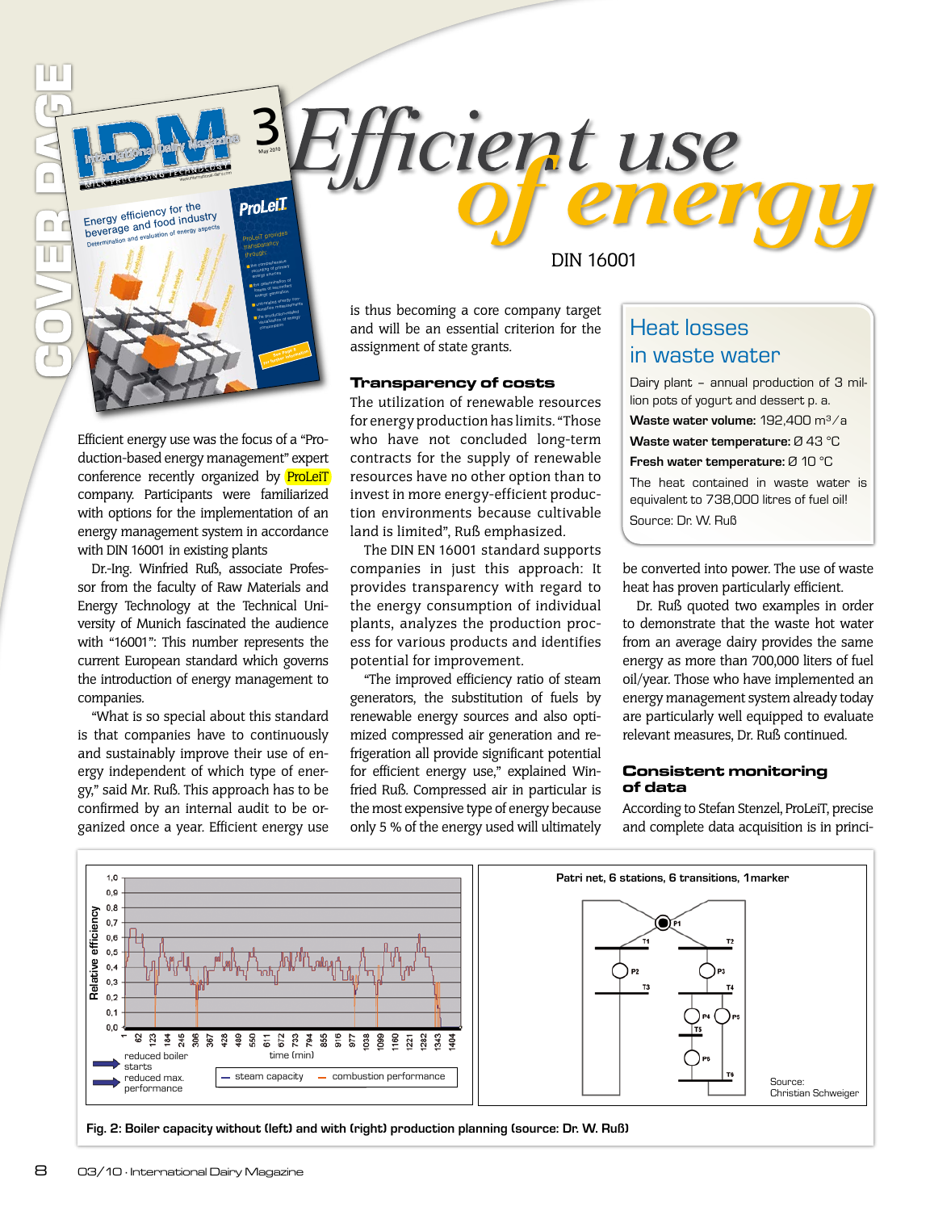# Efficient use of energy

DIN 16001

Efficient energy use was the focus of a "Production-based energy management" expert conference recently organized by ProLeiT company. Participants were familiarized with options for the implementation of an energy management system in accordance with DIN 16001 in existing plants

Dr.-Ing. Winfried Ruß, associate Professor from the faculty of Raw Materials and Energy Technology at the Technical University of Munich fascinated the audience with "16001": This number represents the current European standard which governs the introduction of energy management to companies.

"What is so special about this standard is that companies have to continuously and sustainably improve their use of energy independent of which type of energy," said Mr. Ruß. This approach has to be confirmed by an internal audit to be organized once a year. Efficient energy use is thus becoming a core company target and will be an essential criterion for the assignment of state grants.

## Transparency of costs

The utilization of renewable resources for energy production has limits. "Those who have not concluded long-term contracts for the supply of renewable resources have no other option than to invest in more energy-efficient production environments because cultivable land is limited", Ruß emphasized.

The DIN EN 16001 standard supports companies in just this approach: It provides transparency with regard to the energy consumption of individual plants, analyzes the production process for various products and identifies potential for improvement.

"The improved efficiency ratio of steam generators, the substitution of fuels by renewable energy sources and also optimized compressed air generation and refrigeration all provide significant potential for efficient energy use," explained Winfried Ruß. Compressed air in particular is the most expensive type of energy because only 5 % of the energy used will ultimately be converted into power. The use of waste heat has proven particularly efficient.

Dr. Ruß quoted two examples in order to demonstrate that the waste hot water from an average dairy provides the same energy as more than 700,000 liters of fuel oil/year. Those who have implemented an energy management system already today are particularly well equipped to evaluate relevant measures, Dr. Ruß continued.

> **Heat losses in waste water**
>
> Dairy plant – annual production of 3 million pots of yogurt and dessert p. a.
>
> **Waste water volume:** 192,400 $m^3/a$
>
> **Waste water temperature:** Ø 43 °C
>
> **Fresh water temperature:** Ø 10 °C
>
> The heat contained in waste water is equivalent to 738,000 litres of fuel oil!
>
> Source: Dr. W. Ruß

## Consistent monitoring of data

According to Stefan Stenzel, ProLeiT, precise and complete data acquisition is in princi-

**Fig. 2: Boiler capacity without (left) and with (right) production planning (source: Dr. W. Ruß)**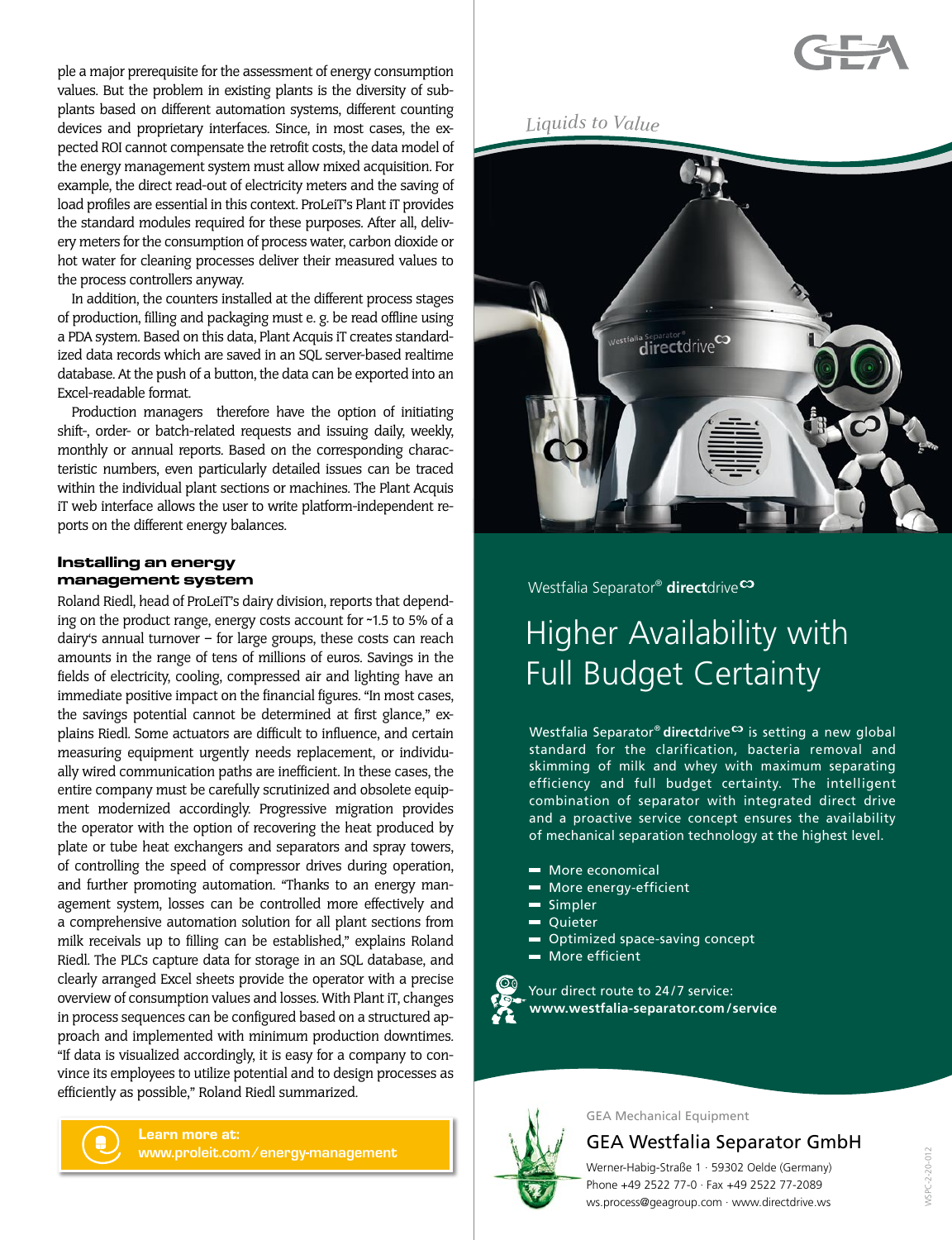ple a major prerequisite for the assessment of energy consumption values. But the problem in existing plants is the diversity of subplants based on different automation systems, different counting devices and proprietary interfaces. Since, in most cases, the expected ROI cannot compensate the retrofit costs, the data model of the energy management system must allow mixed acquisition. For example, the direct read-out of electricity meters and the saving of load profiles are essential in this context. ProLeiT's Plant iT provides the standard modules required for these purposes. After all, delivery meters for the consumption of process water, carbon dioxide or hot water for cleaning processes deliver their measured values to the process controllers anyway.

In addition, the counters installed at the different process stages of production, filling and packaging must e. g. be read offline using a PDA system. Based on this data, Plant Acquis iT creates standardized data records which are saved in an SQL server-based realtime database. At the push of a button, the data can be exported into an Excel-readable format.

Production managers therefore have the option of initiating shift-, order- or batch-related requests and issuing daily, weekly, monthly or annual reports. Based on the corresponding characteristic numbers, even particularly detailed issues can be traced within the individual plant sections or machines. The Plant Acquis iT web interface allows the user to write platform-independent reports on the different energy balances.

### Installing an energy management system

Roland Riedl, head of ProLeiT's dairy division, reports that depending on the product range, energy costs account for ~1.5 to 5% of a dairy's annual turnover – for large groups, these costs can reach amounts in the range of tens of millions of euros. Savings in the fields of electricity, cooling, compressed air and lighting have an immediate positive impact on the financial figures. "In most cases, the savings potential cannot be determined at first glance," explains Riedl. Some actuators are difficult to influence, and certain measuring equipment urgently needs replacement, or individually wired communication paths are inefficient. In these cases, the entire company must be carefully scrutinized and obsolete equipment modernized accordingly. Progressive migration provides the operator with the option of recovering the heat produced by plate or tube heat exchangers and separators and spray towers, of controlling the speed of compressor drives during operation, and further promoting automation. "Thanks to an energy management system, losses can be controlled more effectively and a comprehensive automation solution for all plant sections from milk receivals up to filling can be established," explains Roland Riedl. The PLCs capture data for storage in an SQL database, and clearly arranged Excel sheets provide the operator with a precise overview of consumption values and losses. With Plant iT, changes in process sequences can be configured based on a structured approach and implemented with minimum production downtimes. "If data is visualized accordingly, it is easy for a company to convince its employees to utilize potential and to design processes as efficiently as possible," Roland Riedl summarized.

**Learn more at:**
**www.proleit.com/energy-management**

GEA

*Liquids to Value*

Westfalia Separator® **direct**drive

## Higher Availability with Full Budget Certainty

Westfalia Separator® **direct**drive is setting a new global standard for the clarification, bacteria removal and skimming of milk and whey with maximum separating efficiency and full budget certainty. The intelligent combination of separator with integrated direct drive and a proactive service concept ensures the availability of mechanical separation technology at the highest level.

- More economical
- More energy-efficient
- Simpler
- Quieter
- Optimized space-saving concept
- More efficient

Your direct route to 24/7 service:
**www.westfalia-separator.com/service**

GEA Mechanical Equipment

GEA Westfalia Separator GmbH

Werner-Habig-Straße 1 · 59302 Oelde (Germany)
Phone +49 2522 77-0 · Fax +49 2522 77-2089
ws.process@geagroup.com · www.directdrive.ws

WSPC-2-20-012